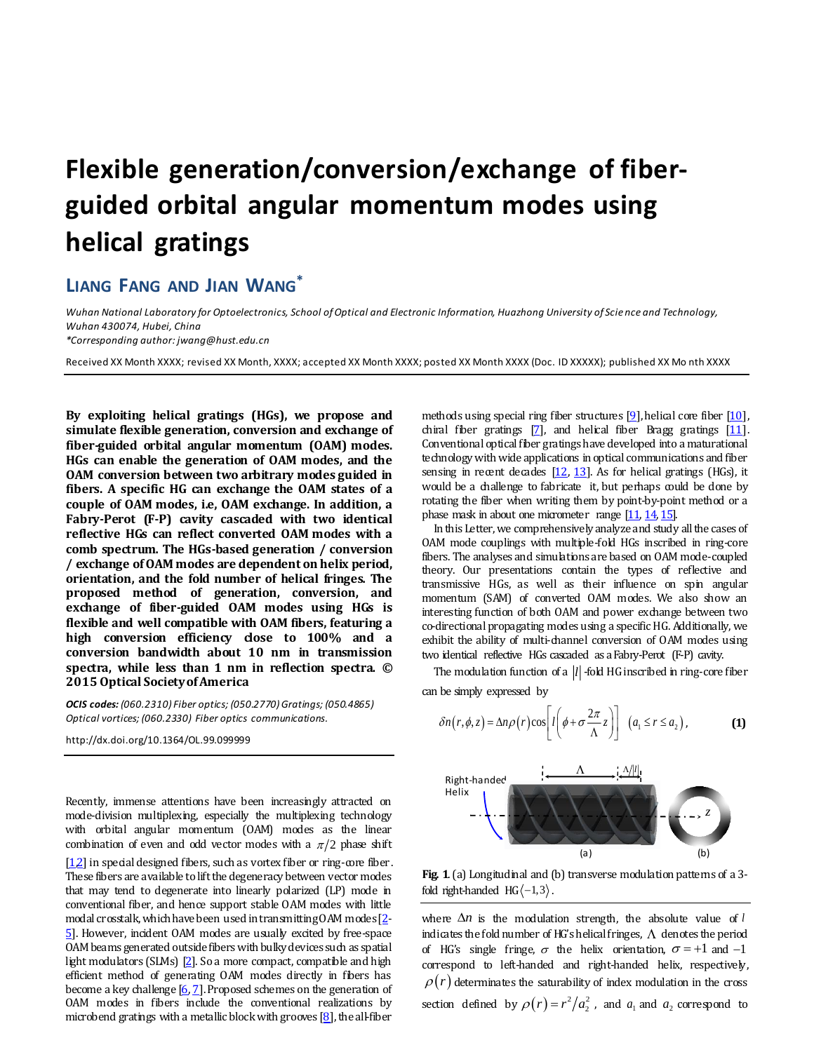# Flexible generation/conversion/exchange of fiber-guided orbital angular momentum modes using helical gratings

## LIANG FANG AND JIAN WANG*

*Wuhan National Laboratory for Optoelectronics, School of Optical and Electronic Information, Huazhong University of Science and Technology, Wuhan 430074, Hubei, China*
*\*Corresponding author: jwang@hust.edu.cn*

Received XX Month XXXX; revised XX Month, XXXX; accepted XX Month XXXX; posted XX Month XXXX (Doc. ID XXXXX); published XX Month XXXX

**By exploiting helical gratings (HGs), we propose and simulate flexible generation, conversion and exchange of fiber-guided orbital angular momentum (OAM) modes. HGs can enable the generation of OAM modes, and the OAM conversion between two arbitrary modes guided in fibers. A specific HG can exchange the OAM states of a couple of OAM modes, i.e, OAM exchange. In addition, a Fabry-Perot (F-P) cavity cascaded with two identical reflective HGs can reflect converted OAM modes with a comb spectrum. The HGs-based generation / conversion / exchange of OAM modes are dependent on helix period, orientation, and the fold number of helical fringes. The proposed method of generation, conversion, and exchange of fiber-guided OAM modes using HGs is flexible and well compatible with OAM fibers, featuring a high conversion efficiency close to 100% and a conversion bandwidth about 10 nm in transmission spectra, while less than 1 nm in reflection spectra. © 2015 Optical Society of America**

***OCIS codes:*** *(060.2310) Fiber optics; (050.2770) Gratings; (050.4865) Optical vortices; (060.2330) Fiber optics communications.*

http://dx.doi.org/10.1364/OL.99.099999

Recently, immense attentions have been increasingly attracted on mode-division multiplexing, especially the multiplexing technology with orbital angular momentum (OAM) modes as the linear combination of even and odd vector modes with a $\pi/2$ phase shift [1,2] in special designed fibers, such as vortex fiber or ring-core fiber. These fibers are available to lift the degeneracy between vector modes that may tend to degenerate into linearly polarized (LP) mode in conventional fiber, and hence support stable OAM modes with little modal crosstalk, which have been used in transmitting OAM modes [2-5]. However, incident OAM modes are usually excited by free-space OAM beams generated outside fibers with bulky devices such as spatial light modulators (SLMs) [2]. So a more compact, compatible and high efficient method of generating OAM modes directly in fibers has become a key challenge [6,7]. Proposed schemes on the generation of OAM modes in fibers include the conventional realizations by microbend gratings with a metallic block with grooves [8], the all-fiber methods using special ring fiber structures [9], helical core fiber [10], chiral fiber gratings [7], and helical fiber Bragg gratings [11]. Conventional optical fiber gratings have developed into a maturational technology with wide applications in optical communications and fiber sensing in recent decades [12, 13]. As for helical gratings (HGs), it would be a challenge to fabricate it, but perhaps could be done by rotating the fiber when writing them by point-by-point method or a phase mask in about one micrometer range [11, 14, 15].

In this Letter, we comprehensively analyze and study all the cases of OAM mode couplings with multiple-fold HGs inscribed in ring-core fibers. The analyses and simulations are based on OAM mode-coupled theory. Our presentations contain the types of reflective and transmissive HGs, as well as their influence on spin angular momentum (SAM) of converted OAM modes. We also show an interesting function of both OAM and power exchange between two co-directional propagating modes using a specific HG. Additionally, we exhibit the ability of multi-channel conversion of OAM modes using two identical reflective HGs cascaded as a Fabry-Perot (F-P) cavity.

The modulation function of a $|l|$-fold HG inscribed in ring-core fiber can be simply expressed by

$$\delta n(r,\phi,z) = \Delta n \rho(r) \cos\left[ l\left(\phi + \sigma \frac{2\pi}{\Lambda} z\right)\right] \quad (a_1 \le r \le a_2), \tag{1}$$

**Fig. 1.** (a) Longitudinal and (b) transverse modulation patterns of a 3-fold right-handed HG$\langle -1, 3\rangle$.

where $\Delta n$ is the modulation strength, the absolute value of $l$ indicates the fold number of HG's helical fringes, $\Lambda$ denotes the period of HG's single fringe, $\sigma$ the helix orientation, $\sigma = +1$ and $-1$ correspond to left-handed and right-handed helix, respectively, $\rho(r)$ determinates the saturability of index modulation in the cross section defined by $\rho(r) = r^2/a_2^2$, and $a_1$ and $a_2$ correspond to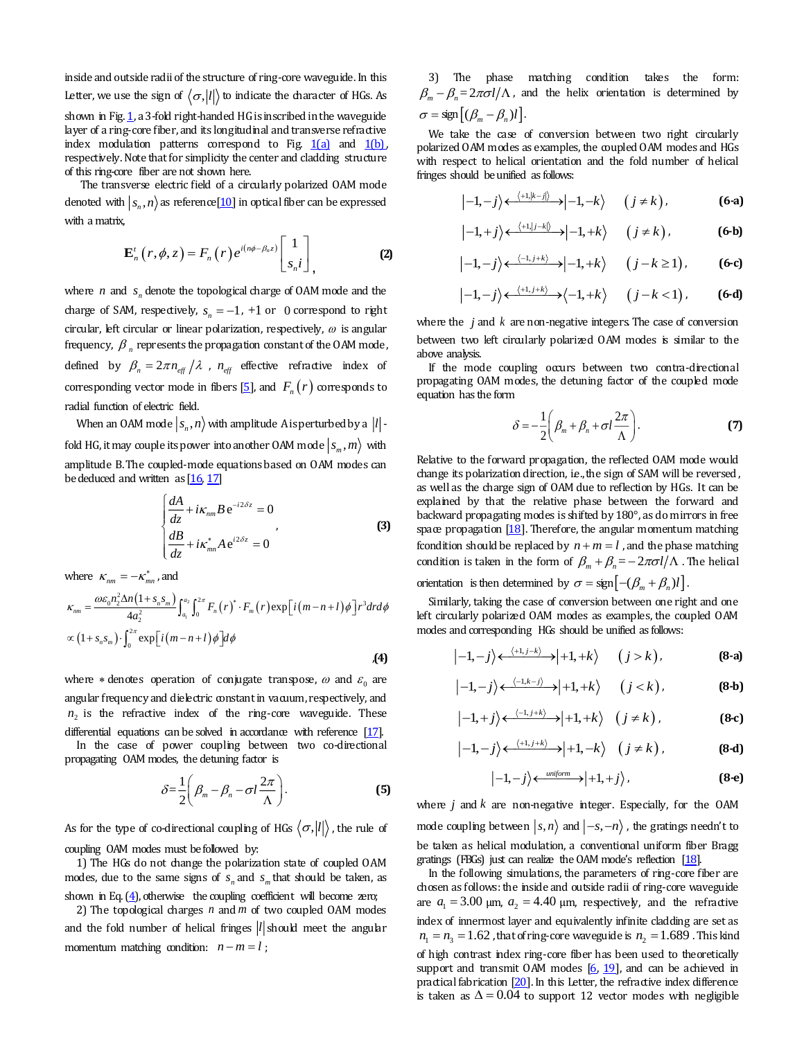inside and outside radii of the structure of ring-core waveguide. In this Letter, we use the sign of $\langle \sigma, |l| \rangle$ to indicate the character of HGs. As shown in Fig. 1, a 3-fold right-handed HG is inscribed in the waveguide layer of a ring-core fiber, and its longitudinal and transverse refractive index modulation patterns correspond to Fig. 1(a) and 1(b), respectively. Note that for simplicity the center and cladding structure of this ring-core fiber are not shown here.

The transverse electric field of a circularly polarized OAM mode denoted with $|s_n, n\rangle$ as reference[10] in optical fiber can be expressed with a matrix,

$$\mathbf{E}_n^t(r,\phi,z) = F_n(r)e^{i(n\phi-\beta_n z)}\begin{bmatrix}1\\ s_n i\end{bmatrix}, \quad (2)$$

where $n$ and $s_n$ denote the topological charge of OAM mode and the charge of SAM, respectively, $s_n = -1$, $+1$ or $0$ correspond to right circular, left circular or linear polarization, respectively, $\omega$ is angular frequency, $\beta_n$ represents the propagation constant of the OAM mode, defined by $\beta_n = 2\pi n_{eff}/\lambda$, $n_{eff}$ effective refractive index of corresponding vector mode in fibers [5], and $F_n(r)$ corresponds to radial function of electric field.

When an OAM mode $|s_n, n\rangle$ with amplitude A is perturbed by a $|l|$-fold HG, it may couple its power into another OAM mode $|s_m, m\rangle$ with amplitude B. The coupled-mode equations based on OAM modes can be deduced and written as [16, 17]

$$\begin{cases}\dfrac{dA}{dz} + i\kappa_{nm}B\mathrm{e}^{-i2\delta z} = 0\\[2mm] \dfrac{dB}{dz} + i\kappa_{mn}^{*}A\mathrm{e}^{i2\delta z} = 0\end{cases}, \quad (3)$$

where $\kappa_{nm} = -\kappa_{mn}^{*}$, and

$$\kappa_{nm} = \frac{\omega\varepsilon_0 n_2^2 \Delta n(1+s_n s_m)}{4a_2^2}\int_{a_1}^{a_2}\int_0^{2\pi} F_n(r)^{*}\cdot F_m(r)\exp\left[i(m-n+l)\phi\right]r^3 dr d\phi$$
$$\propto (1+s_n s_m)\cdot\int_0^{2\pi}\exp\left[i(m-n+l)\phi\right]d\phi \quad (4)$$

where $*$ denotes operation of conjugate transpose, $\omega$ and $\varepsilon_0$ are angular frequency and dielectric constant in vacuum, respectively, and $n_2$ is the refractive index of the ring-core waveguide. These differential equations can be solved in accordance with reference [17].

In the case of power coupling between two co-directional propagating OAM modes, the detuning factor is

$$\delta = \frac{1}{2}\left(\beta_m - \beta_n - \sigma l\frac{2\pi}{\Lambda}\right). \quad (5)$$

As for the type of co-directional coupling of HGs $\langle \sigma, |l| \rangle$, the rule of coupling OAM modes must be followed by:

1) The HGs do not change the polarization state of coupled OAM modes, due to the same signs of $s_n$ and $s_m$ that should be taken, as shown in Eq. (4), otherwise the coupling coefficient will become zero;

2) The topological charges $n$ and $m$ of two coupled OAM modes and the fold number of helical fringes $|l|$ should meet the angular momentum matching condition: $n - m = l$;

3) The phase matching condition takes the form: $\beta_m - \beta_n = 2\pi\sigma l/\Lambda$, and the helix orientation is determined by $\sigma = \mathrm{sign}\left[(\beta_m - \beta_n)l\right]$.

We take the case of conversion between two right circularly polarized OAM modes as examples, the coupled OAM modes and HGs with respect to helical orientation and the fold number of helical fringes should be unified as follows:

$$|-1,-j\rangle \xleftrightarrow{\langle +1,|k-j|\rangle} |-1,-k\rangle \quad (j \neq k), \quad (6\text{-a})$$

$$|-1,+j\rangle \xleftrightarrow{\langle +1,|j-k|\rangle} |-1,+k\rangle \quad (j \neq k), \quad (6\text{-b})$$

$$|-1,-j\rangle \xleftrightarrow{\langle -1,j+k\rangle} |-1,+k\rangle \quad (j-k \geq 1), \quad (6\text{-c})$$

$$|-1,-j\rangle \xleftrightarrow{\langle +1,j+k\rangle} \langle -1,+k\rangle \quad (j-k < 1), \quad (6\text{-d})$$

where the $j$ and $k$ are non-negative integers. The case of conversion between two left circularly polarized OAM modes is similar to the above analysis.

If the mode coupling occurs between two contra-directional propagating OAM modes, the detuning factor of the coupled mode equation has the form

$$\delta = -\frac{1}{2}\left(\beta_m + \beta_n + \sigma l\frac{2\pi}{\Lambda}\right). \quad (7)$$

Relative to the forward propagation, the reflected OAM mode would change its polarization direction, i.e., the sign of SAM will be reversed, as well as the charge sign of OAM due to reflection by HGs. It can be explained by that the relative phase between the forward and backward propagating modes is shifted by 180°, as do mirrors in free space propagation [18]. Therefore, the angular momentum matching fcondition should be replaced by $n + m = l$, and the phase matching condition is taken in the form of $\beta_m + \beta_n = -2\pi\sigma l/\Lambda$. The helical orientation is then determined by $\sigma = \mathrm{sign}\left[-(\beta_m + \beta_n)l\right]$.

Similarly, taking the case of conversion between one right and one left circularly polarized OAM modes as examples, the coupled OAM modes and corresponding HGs should be unified as follows:

$$|-1,-j\rangle \xleftrightarrow{\langle +1,j-k\rangle} |+1,+k\rangle \quad (j > k), \quad (8\text{-a})$$

$$|-1,-j\rangle \xleftrightarrow{\langle -1,k-j\rangle} |+1,+k\rangle \quad (j < k), \quad (8\text{-b})$$

$$|-1,+j\rangle \xleftrightarrow{\langle -1,j+k\rangle} |+1,+k\rangle \quad (j \neq k), \quad (8\text{-c})$$

$$|-1,-j\rangle \xleftrightarrow{\langle +1,j+k\rangle} |+1,-k\rangle \quad (j \neq k), \quad (8\text{-d})$$

$$|-1,-j\rangle \xleftrightarrow{uniform} |+1,+j\rangle, \quad (8\text{-e})$$

where $j$ and $k$ are non-negative integer. Especially, for the OAM mode coupling between $|s,n\rangle$ and $|-s,-n\rangle$, the gratings needn't to be taken as helical modulation, a conventional uniform fiber Bragg gratings (FBGs) just can realize the OAM mode's reflection [18].

In the following simulations, the parameters of ring-core fiber are chosen as follows: the inside and outside radii of ring-core waveguide are $a_1 = 3.00$ μm, $a_2 = 4.40$ μm, respectively, and the refractive index of innermost layer and equivalently infinite cladding are set as $n_1 = n_3 = 1.62$, that of ring-core waveguide is $n_2 = 1.689$. This kind of high contrast index ring-core fiber has been used to theoretically support and transmit OAM modes [6, 19], and can be achieved in practical fabrication [20]. In this Letter, the refractive index difference is taken as $\Delta = 0.04$ to support 12 vector modes with negligible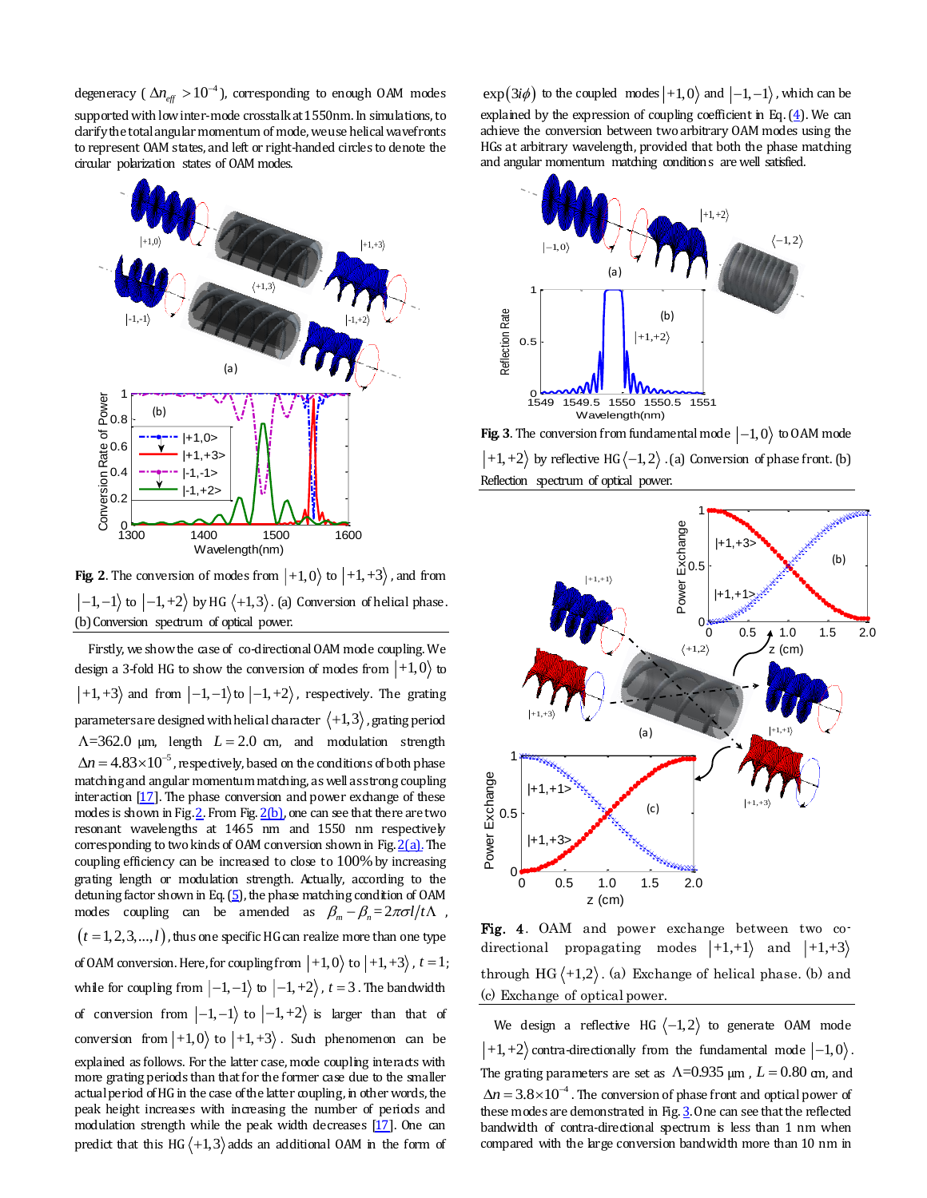degeneracy ( $\Delta n_{eff} > 10^{-4}$ ), corresponding to enough OAM modes supported with low inter-mode crosstalk at 1550nm. In simulations, to clarify the total angular momentum of mode, we use helical wavefronts to represent OAM states, and left or right-handed circles to denote the circular polarization states of OAM modes.

**Fig. 2**. The conversion of modes from $|+1,0\rangle$ to $|+1,+3\rangle$, and from $|-1,-1\rangle$ to $|-1,+2\rangle$ by HG $\langle +1,3\rangle$. (a) Conversion of helical phase. (b) Conversion spectrum of optical power.

Firstly, we show the case of co-directional OAM mode coupling. We design a 3-fold HG to show the conversion of modes from $|+1,0\rangle$ to $|+1,+3\rangle$ and from $|-1,-1\rangle$ to $|-1,+2\rangle$, respectively. The grating parameters are designed with helical character $\langle +1,3\rangle$, grating period $\Lambda$=362.0 μm, length $L = 2.0$ cm, and modulation strength $\Delta n = 4.83\times10^{-5}$, respectively, based on the conditions of both phase matching and angular momentum matching, as well as strong coupling interaction [17]. The phase conversion and power exchange of these modes is shown in Fig. 2. From Fig. 2(b), one can see that there are two resonant wavelengths at 1465 nm and 1550 nm respectively corresponding to two kinds of OAM conversion shown in Fig. 2(a). The coupling efficiency can be increased to close to 100% by increasing grating length or modulation strength. Actually, according to the detuning factor shown in Eq. (5), the phase matching condition of OAM modes coupling can be amended as $\beta_m - \beta_n = 2\pi\sigma l/t\Lambda$, $(t = 1,2,3,...,l)$, thus one specific HG can realize more than one type of OAM conversion. Here, for coupling from $|+1,0\rangle$ to $|+1,+3\rangle$, $t = 1$; while for coupling from $|-1,-1\rangle$ to $|-1,+2\rangle$, $t = 3$. The bandwidth of conversion from $|-1,-1\rangle$ to $|-1,+2\rangle$ is larger than that of conversion from $|+1,0\rangle$ to $|+1,+3\rangle$. Such phenomenon can be explained as follows. For the latter case, mode coupling interacts with more grating periods than that for the former case due to the smaller actual period of HG in the case of the latter coupling, in other words, the peak height increases with increasing the number of periods and modulation strength while the peak width decreases [17]. One can predict that this HG $\langle +1,3\rangle$ adds an additional OAM in the form of $\exp(3i\phi)$ to the coupled modes $|+1,0\rangle$ and $|-1,-1\rangle$, which can be explained by the expression of coupling coefficient in Eq. (4). We can achieve the conversion between two arbitrary OAM modes using the HGs at arbitrary wavelength, provided that both the phase matching and angular momentum matching conditions are well satisfied.

**Fig. 3**. The conversion from fundamental mode $|-1,0\rangle$ to OAM mode $|+1,+2\rangle$ by reflective HG $\langle -1,2\rangle$. (a) Conversion of phase front. (b) Reflection spectrum of optical power.

**Fig. 4**. OAM and power exchange between two co-directional propagating modes $|+1,+1\rangle$ and $|+1,+3\rangle$ through HG $\langle +1,2\rangle$. (a) Exchange of helical phase. (b) and (c) Exchange of optical power.

We design a reflective HG $\langle -1,2\rangle$ to generate OAM mode $|+1,+2\rangle$ contra-directionally from the fundamental mode $|-1,0\rangle$. The grating parameters are set as $\Lambda$=0.935 μm, $L = 0.80$ cm, and $\Delta n = 3.8\times10^{-4}$. The conversion of phase front and optical power of these modes are demonstrated in Fig. 3. One can see that the reflected bandwidth of contra-directional spectrum is less than 1 nm when compared with the large conversion bandwidth more than 10 nm in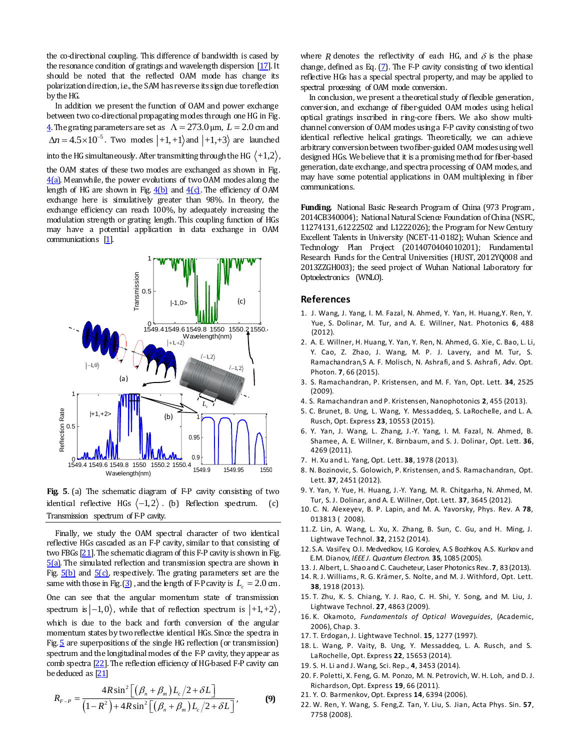the co-directional coupling. This difference of bandwidth is cased by the resonance condition of gratings and wavelength dispersion [17]. It should be noted that the reflected OAM mode has change its polarization direction, i.e., the SAM has reverse its sign due to reflection by the HG.

In addition we present the function of OAM and power exchange between two co-directional propagating modes through one HG in Fig. 4. The grating parameters are set as $\Lambda = 273.0\,\mu\text{m}$, $L = 2.0$ cm and $\Delta n = 4.5\times10^{-5}$. Two modes $|+1,+1\rangle$ and $|+1,+3\rangle$ are launched into the HG simultaneously. After transmitting through the HG $\langle +1,2\rangle$, the OAM states of these two modes are exchanged as shown in Fig. 4(a). Meanwhile, the power evolutions of two OAM modes along the length of HG are shown in Fig. 4(b) and 4(c). The efficiency of OAM exchange here is simulatively greater than 98%. In theory, the exchange efficiency can reach 100%, by adequately increasing the modulation strength or grating length. This coupling function of HGs may have a potential application in data exchange in OAM communications [1].

**Fig. 5**. (a) The schematic diagram of F-P cavity consisting of two identical reflective HGs $\langle -1,2\rangle$. (b) Reflection spectrum. (c) Transmission spectrum of F-P cavity.

Finally, we study the OAM spectral character of two identical reflective HGs cascaded as an F-P cavity, similar to that consisting of two FBGs [21]. The schematic diagram of this F-P cavity is shown in Fig. 5(a). The simulated reflection and transmission spectra are shown in Fig. 5(b) and 5(c), respectively. The grating parameters set are the same with those in Fig.(3), and the length of F-P cavity is $L_c = 2.0$ cm. One can see that the angular momentum state of transmission spectrum is $|-1,0\rangle$, while that of reflection spectrum is $|+1,+2\rangle$, which is due to the back and forth conversion of the angular momentum states by two reflective identical HGs. Since the spectra in Fig. 5 are superpositions of the single HG reflection (or transmission) spectrum and the longitudinal modes of the F-P cavity, they appear as comb spectra [22]. The reflection efficiency of HG-based F-P cavity can be deduced as [21]

$$R_{F-P} = \frac{4R\sin^2\left[\left(\beta_n+\beta_m\right)L_c/2+\delta L\right]}{\left(1-R^2\right)+4R\sin^2\left[\left(\beta_n+\beta_m\right)L_c/2+\delta L\right]}, \qquad (9)$$

where $R$ denotes the reflectivity of each HG, and $\delta$ is the phase change, defined as Eq. (7). The F-P cavity consisting of two identical reflective HGs has a special spectral property, and may be applied to spectral processing of OAM mode conversion.

In conclusion, we present a theoretical study of flexible generation, conversion, and exchange of fiber-guided OAM modes using helical optical gratings inscribed in ring-core fibers. We also show multi-channel conversion of OAM modes using a F-P cavity consisting of two identical reflective helical gratings. Theoretically, we can achieve arbitrary conversion between two fiber-guided OAM modes using well designed HGs. We believe that it is a promising method for fiber-based generation, date exchange, and spectra processing of OAM modes, and may have some potential applications in OAM multiplexing in fiber communications.

**Funding.** National Basic Research Program of China (973 Program, 2014CB340004); National Natural Science Foundation of China (NSFC, 11274131, 61222502 and L1222026); the Program for New Century Excellent Talents in University (NCET-11-0182); Wuhan Science and Technology Plan Project (2014070404010201); Fundamental Research Funds for the Central Universities (HUST, 2012YQ008 and 2013ZZGH003); the seed project of Wuhan National Laboratory for Optoelectronics (WNLO).

## References

1. J. Wang, J. Yang, I. M. Fazal, N. Ahmed, Y. Yan, H. Huang, Y. Ren, Y. Yue, S. Dolinar, M. Tur, and A. E. Willner, Nat. Photonics **6**, 488 (2012).
2. A. E. Willner, H. Huang, Y. Yan, Y. Ren, N. Ahmed, G. Xie, C. Bao, L. Li, Y. Cao, Z. Zhao, J. Wang, M. P. J. Lavery, and M. Tur, S. Ramachandran,5 A. F. Molisch, N. Ashrafi, and S. Ashrafi, Adv. Opt. Photon. **7**, 66 (2015).
3. S. Ramachandran, P. Kristensen, and M. F. Yan, Opt. Lett. **34**, 2525 (2009).
4. S. Ramachandran and P. Kristensen, Nanophotonics **2**, 455 (2013).
5. C. Brunet, B. Ung, L. Wang, Y. Messaddeq, S. LaRochelle, and L. A. Rusch, Opt. Express **23**, 10553 (2015).
6. Y. Yan, J. Wang, L. Zhang, J.-Y. Yang, I. M. Fazal, N. Ahmed, B. Shamee, A. E. Willner, K. Birnbaum, and S. J. Dolinar, Opt. Lett. **36**, 4269 (2011).
7. H. Xu and L. Yang, Opt. Lett. **38**, 1978 (2013).
8. N. Bozinovic, S. Golowich, P. Kristensen, and S. Ramachandran, Opt. Lett. **37**, 2451 (2012).
9. Y. Yan, Y. Yue, H. Huang, J.-Y. Yang, M. R. Chitgarha, N. Ahmed, M. Tur, S. J. Dolinar, and A. E. Willner, Opt. Lett. **37**, 3645 (2012).
10. C. N. Alexeyev, B. P. Lapin, and M. A. Yavorsky, Phys. Rev. A **78**, 013813 ( 2008).
11. Z. Lin, A. Wang, L. Xu, X. Zhang, B. Sun, C. Gu, and H. Ming, J. Lightwave Technol. **32**, 2152 (2014).
12. S.A. Vasil'ev, O.I. Medvedkov, I.G Korolev, A.S Bozhkov, A.S. Kurkov and E.M. Dianov, *IEEE J. Quantum Electron.* **35**, 1085 (2005).
13. J. Albert, L. Shao and C. Caucheteur, Laser Photonics Rev.. **7**, 83 (2013).
14. R. J. Williams, R. G. Krämer, S. Nolte, and M. J. Withford, Opt. Lett. **38**, 1918 (2013).
15. T. Zhu, K. S. Chiang, Y. J. Rao, C. H. Shi, Y. Song, and M. Liu, J. Lightwave Technol. **27**, 4863 (2009).
16. K. Okamoto, *Fundamentals of Optical Waveguides*, (Academic, 2006), Chap. 3.
17. T. Erdogan, J. Lightwave Technol. **15**, 1277 (1997).
18. L. Wang, P. Vaity, B. Ung, Y. Messaddeq, L. A. Rusch, and S. LaRochelle, Opt. Express **22**, 15653 (2014).
19. S. H. Li and J. Wang, Sci. Rep., **4**, 3453 (2014).
20. F. Poletti, X. Feng, G. M. Ponzo, M. N. Petrovich, W. H. Loh, and D. J. Richardson, Opt. Express **19**, 66 (2011).
21. Y. O. Barmenkov, Opt. Express **14**, 6394 (2006).
22. W. Ren, Y. Wang, S. Feng, Z. Tan, Y. Liu, S. Jian, Acta Phys. Sin. **57**, 7758 (2008).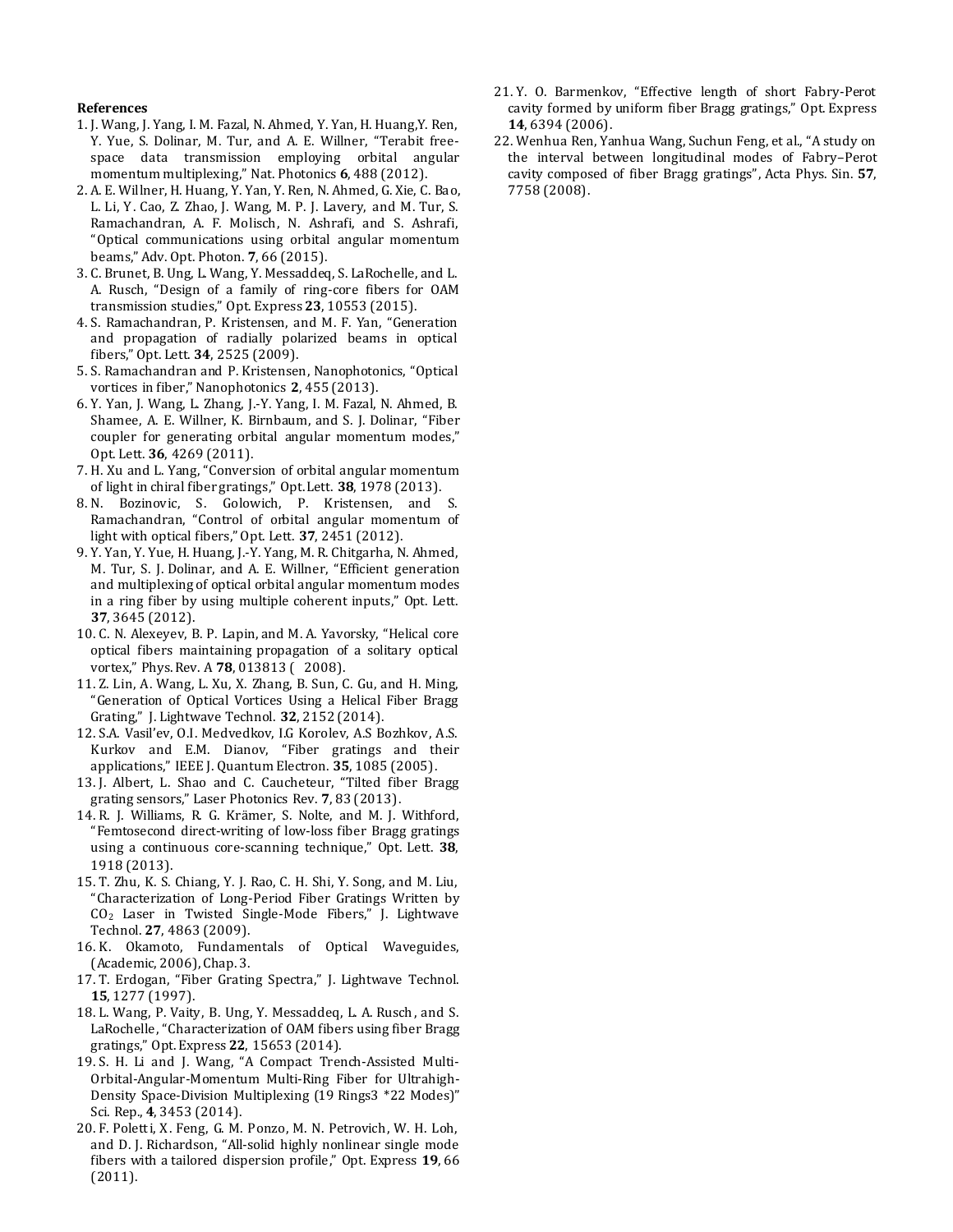**References**

1. J. Wang, J. Yang, I. M. Fazal, N. Ahmed, Y. Yan, H. Huang,Y. Ren, Y. Yue, S. Dolinar, M. Tur, and A. E. Willner, "Terabit free-space data transmission employing orbital angular momentum multiplexing," Nat. Photonics **6**, 488 (2012).
2. A. E. Willner, H. Huang, Y. Yan, Y. Ren, N. Ahmed, G. Xie, C. Bao, L. Li, Y. Cao, Z. Zhao, J. Wang, M. P. J. Lavery, and M. Tur, S. Ramachandran, A. F. Molisch, N. Ashrafi, and S. Ashrafi, "Optical communications using orbital angular momentum beams," Adv. Opt. Photon. **7**, 66 (2015).
3. C. Brunet, B. Ung, L. Wang, Y. Messaddeq, S. LaRochelle, and L. A. Rusch, "Design of a family of ring-core fibers for OAM transmission studies," Opt. Express **23**, 10553 (2015).
4. S. Ramachandran, P. Kristensen, and M. F. Yan, "Generation and propagation of radially polarized beams in optical fibers," Opt. Lett. **34**, 2525 (2009).
5. S. Ramachandran and P. Kristensen, Nanophotonics, "Optical vortices in fiber," Nanophotonics **2**, 455 (2013).
6. Y. Yan, J. Wang, L. Zhang, J.-Y. Yang, I. M. Fazal, N. Ahmed, B. Shamee, A. E. Willner, K. Birnbaum, and S. J. Dolinar, "Fiber coupler for generating orbital angular momentum modes," Opt. Lett. **36**, 4269 (2011).
7. H. Xu and L. Yang, "Conversion of orbital angular momentum of light in chiral fiber gratings," Opt. Lett. **38**, 1978 (2013).
8. N. Bozinovic, S. Golowich, P. Kristensen, and S. Ramachandran, "Control of orbital angular momentum of light with optical fibers," Opt. Lett. **37**, 2451 (2012).
9. Y. Yan, Y. Yue, H. Huang, J.-Y. Yang, M. R. Chitgarha, N. Ahmed, M. Tur, S. J. Dolinar, and A. E. Willner, "Efficient generation and multiplexing of optical orbital angular momentum modes in a ring fiber by using multiple coherent inputs," Opt. Lett. **37**, 3645 (2012).
10. C. N. Alexeyev, B. P. Lapin, and M. A. Yavorsky, "Helical core optical fibers maintaining propagation of a solitary optical vortex," Phys. Rev. A **78**, 013813 ( 2008).
11. Z. Lin, A. Wang, L. Xu, X. Zhang, B. Sun, C. Gu, and H. Ming, "Generation of Optical Vortices Using a Helical Fiber Bragg Grating," J. Lightwave Technol. **32**, 2152 (2014).
12. S.A. Vasil'ev, O.I. Medvedkov, I.G Korolev, A.S Bozhkov, A.S. Kurkov and E.M. Dianov, "Fiber gratings and their applications," IEEE J. Quantum Electron. **35**, 1085 (2005).
13. J. Albert, L. Shao and C. Caucheteur, "Tilted fiber Bragg grating sensors," Laser Photonics Rev. **7**, 83 (2013).
14. R. J. Williams, R. G. Krämer, S. Nolte, and M. J. Withford, "Femtosecond direct-writing of low-loss fiber Bragg gratings using a continuous core-scanning technique," Opt. Lett. **38**, 1918 (2013).
15. T. Zhu, K. S. Chiang, Y. J. Rao, C. H. Shi, Y. Song, and M. Liu, "Characterization of Long-Period Fiber Gratings Written by $CO_2$ Laser in Twisted Single-Mode Fibers," J. Lightwave Technol. **27**, 4863 (2009).
16. K. Okamoto, Fundamentals of Optical Waveguides, (Academic, 2006), Chap. 3.
17. T. Erdogan, "Fiber Grating Spectra," J. Lightwave Technol. **15**, 1277 (1997).
18. L. Wang, P. Vaity, B. Ung, Y. Messaddeq, L. A. Rusch, and S. LaRochelle, "Characterization of OAM fibers using fiber Bragg gratings," Opt. Express **22**, 15653 (2014).
19. S. H. Li and J. Wang, "A Compact Trench-Assisted Multi-Orbital-Angular-Momentum Multi-Ring Fiber for Ultrahigh-Density Space-Division Multiplexing (19 Rings3 *22 Modes)" Sci. Rep., **4**, 3453 (2014).
20. F. Poletti, X. Feng, G. M. Ponzo, M. N. Petrovich, W. H. Loh, and D. J. Richardson, "All-solid highly nonlinear single mode fibers with a tailored dispersion profile," Opt. Express **19**, 66 (2011).
21. Y. O. Barmenkov, "Effective length of short Fabry-Perot cavity formed by uniform fiber Bragg gratings," Opt. Express **14**, 6394 (2006).
22. Wenhua Ren, Yanhua Wang, Suchun Feng, et al., "A study on the interval between longitudinal modes of Fabry–Perot cavity composed of fiber Bragg gratings", Acta Phys. Sin. **57**, 7758 (2008).